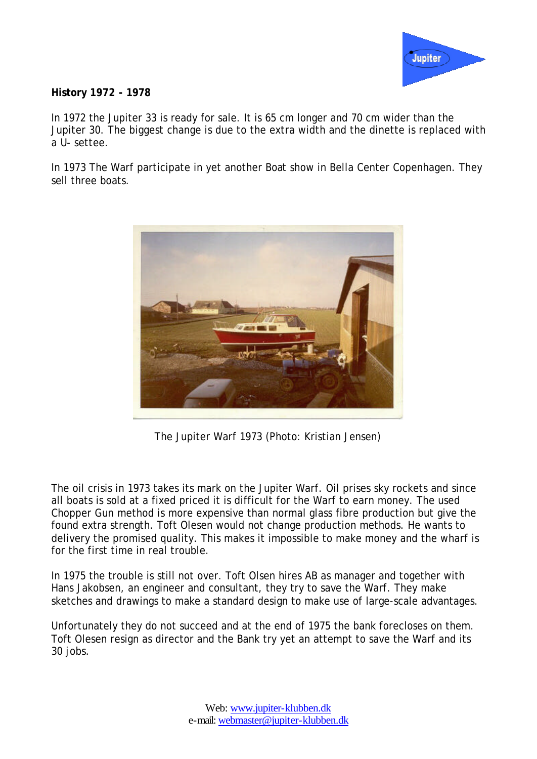**History 1972 - 1978**

In 1972 the Jupiter 33 is ready for sale. It is 65 cm longer and 70 cm wider than the Jupiter 30. The biggest change is due to the extra width and the dinette is replaced with a U- settee.

In 1973 The Warf participate in yet another Boat show in Bella Center Copenhagen. They sell three boats.

The Jupiter Warf 1973 (Photo: Kristian Jensen)

The oil crisis in 1973 takes its mark on the Jupiter Warf. Oil prises sky rockets and since all boats is sold at a fixed priced it is difficult for the Warf to earn money. The used Chopper Gun method is more expensive than normal glass fibre production but give the found extra strength. Toft Olesen would not change production methods. He wants to delivery the promised quality. This makes it impossible to make money and the wharf is for the first time in real trouble.

In 1975 the trouble is still not over. Toft Olsen hires AB as manager and together with Hans Jakobsen, an engineer and consultant, they try to save the Warf. They make sketches and drawings to make a standard design to make use of large-scale advantages.

Unfortunately they do not succeed and at the end of 1975 the bank forecloses on them. Toft Olesen resign as director and the Bank try yet an attempt to save the Warf and its 30 jobs.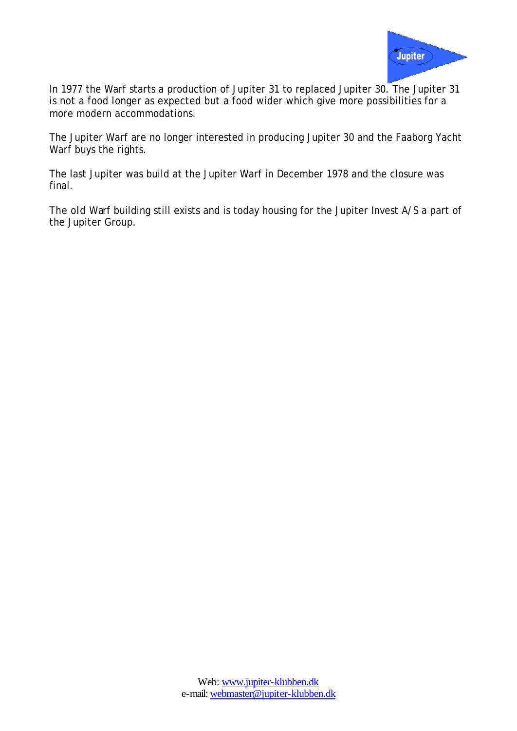In 1977 the Warf starts a production of Jupiter 31 to replaced Jupiter 30. The Jupiter 31 is not a food longer as expected but a food wider which give more possibilities for a more modern accommodations.

The Jupiter Warf are no longer interested in producing Jupiter 30 and the Faaborg Yacht Warf buys the rights.

The last Jupiter was build at the Jupiter Warf in December 1978 and the closure was final.

The old Warf building still exists and is today housing for the Jupiter Invest A/S a part of the Jupiter Group.